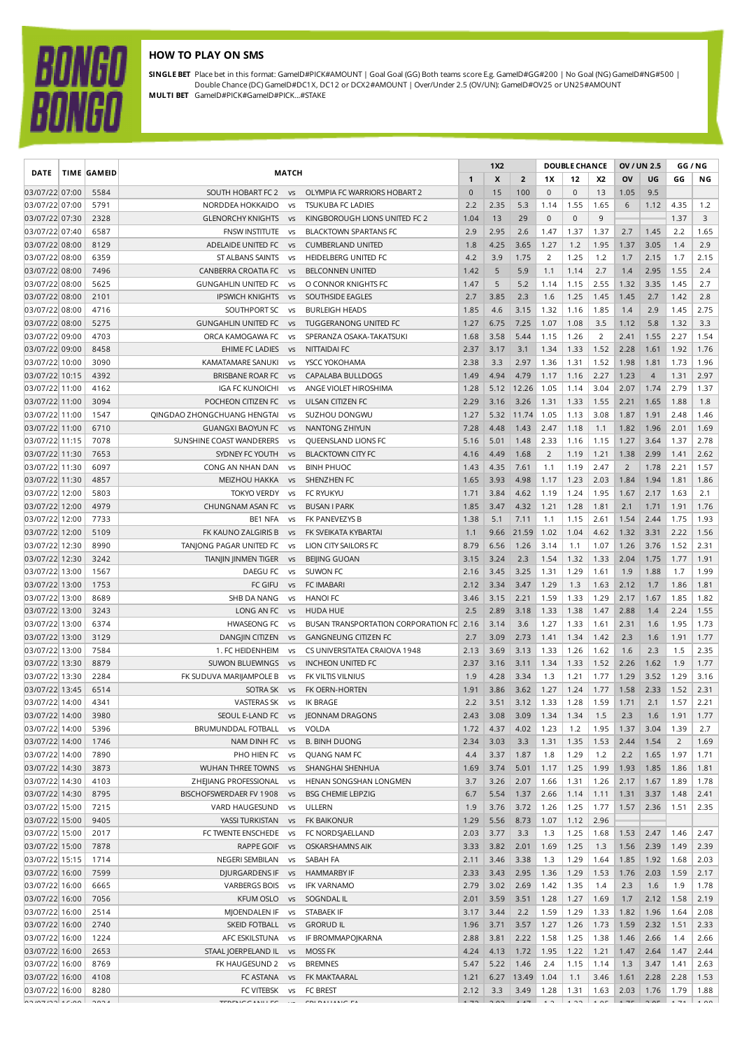BONGO BONGO

## HOW TO PLAY ON SMS

**SINGLE BET** Place bet in this format: GameID#PICK#AMOUNT | Goal Goal (GG) Both teams score E.g. GameID#GG#200 | No Goal (NG) GameID#NG#500 | Double Chance (DC) GameID#DC1X, DC12 or DCX2#AMOUNT | Over/Under 2.5 (OV/UN): GameID#OV25 or UN25#AMOUNT

**MULTI BET** GameID#PICK#GameID#PICK...#STAKE

| DATE | TIME | GAMEID | MATCH | | | 1X2 | | | DOUBLE CHANCE | | | OV / UN 2.5 | | GG / NG | |
|---|---|---|---|---|---|---|---|---|---|---|---|---|---|---|---|
| | | | | | | 1 | X | 2 | 1X | 12 | X2 | OV | UG | GG | NG |
| 03/07/22 | 07:00 | 5584 | SOUTH HOBART FC 2 | vs | OLYMPIA FC WARRIORS HOBART 2 | 0 | 15 | 100 | 0 | 0 | 13 | 1.05 | 9.5 | | |
| 03/07/22 | 07:00 | 5791 | NORDDEA HOKKAIDO | vs | TSUKUBA FC LADIES | 2.2 | 2.35 | 5.3 | 1.14 | 1.55 | 1.65 | 6 | 1.12 | 4.35 | 1.2 |
| 03/07/22 | 07:30 | 2328 | GLENORCHY KNIGHTS | vs | KINGBOROUGH LIONS UNITED FC 2 | 1.04 | 13 | 29 | 0 | 0 | 9 | | | 1.37 | 3 |
| 03/07/22 | 07:40 | 6587 | FNSW INSTITUTE | vs | BLACKTOWN SPARTANS FC | 2.9 | 2.95 | 2.6 | 1.47 | 1.37 | 1.37 | 2.7 | 1.45 | 2.2 | 1.65 |
| 03/07/22 | 08:00 | 8129 | ADELAIDE UNITED FC | vs | CUMBERLAND UNITED | 1.8 | 4.25 | 3.65 | 1.27 | 1.2 | 1.95 | 1.37 | 3.05 | 1.4 | 2.9 |
| 03/07/22 | 08:00 | 6359 | ST ALBANS SAINTS | vs | HEIDELBERG UNITED FC | 4.2 | 3.9 | 1.75 | 2 | 1.25 | 1.2 | 1.7 | 2.15 | 1.7 | 2.15 |
| 03/07/22 | 08:00 | 7496 | CANBERRA CROATIA FC | vs | BELCONNEN UNITED | 1.42 | 5 | 5.9 | 1.1 | 1.14 | 2.7 | 1.4 | 2.95 | 1.55 | 2.4 |
| 03/07/22 | 08:00 | 5625 | GUNGAHLIN UNITED FC | vs | O CONNOR KNIGHTS FC | 1.47 | 5 | 5.2 | 1.14 | 1.15 | 2.55 | 1.32 | 3.35 | 1.45 | 2.7 |
| 03/07/22 | 08:00 | 2101 | IPSWICH KNIGHTS | vs | SOUTHSIDE EAGLES | 2.7 | 3.85 | 2.3 | 1.6 | 1.25 | 1.45 | 1.45 | 2.7 | 1.42 | 2.8 |
| 03/07/22 | 08:00 | 4716 | SOUTHPORT SC | vs | BURLEIGH HEADS | 1.85 | 4.6 | 3.15 | 1.32 | 1.16 | 1.85 | 1.4 | 2.9 | 1.45 | 2.75 |
| 03/07/22 | 08:00 | 5275 | GUNGAHLIN UNITED FC | vs | TUGGERANONG UNITED FC | 1.27 | 6.75 | 7.25 | 1.07 | 1.08 | 3.5 | 1.12 | 5.8 | 1.32 | 3.3 |
| 03/07/22 | 09:00 | 4703 | ORCA KAMOGAWA FC | vs | SPERANZA OSAKA-TAKATSUKI | 1.68 | 3.58 | 5.44 | 1.15 | 1.26 | 2 | 2.41 | 1.55 | 2.27 | 1.54 |
| 03/07/22 | 09:00 | 8458 | EHIME FC LADIES | vs | NITTAIDAI FC | 2.37 | 3.17 | 3.1 | 1.34 | 1.33 | 1.52 | 2.28 | 1.61 | 1.92 | 1.76 |
| 03/07/22 | 10:00 | 3090 | KAMATAMARE SANUKI | vs | YSCC YOKOHAMA | 2.38 | 3.3 | 2.97 | 1.36 | 1.31 | 1.52 | 1.98 | 1.81 | 1.73 | 1.96 |
| 03/07/22 | 10:15 | 4392 | BRISBANE ROAR FC | vs | CAPALABA BULLDOGS | 1.49 | 4.94 | 4.79 | 1.17 | 1.16 | 2.27 | 1.23 | 4 | 1.31 | 2.97 |
| 03/07/22 | 11:00 | 4162 | IGA FC KUNOICHI | vs | ANGE VIOLET HIROSHIMA | 1.28 | 5.12 | 12.26 | 1.05 | 1.14 | 3.04 | 2.07 | 1.74 | 2.79 | 1.37 |
| 03/07/22 | 11:00 | 3094 | POCHEON CITIZEN FC | vs | ULSAN CITIZEN FC | 2.29 | 3.16 | 3.26 | 1.31 | 1.33 | 1.55 | 2.21 | 1.65 | 1.88 | 1.8 |
| 03/07/22 | 11:00 | 1547 | QINGDAO ZHONGCHUANG HENGTAI | vs | SUZHOU DONGWU | 1.27 | 5.32 | 11.74 | 1.05 | 1.13 | 3.08 | 1.87 | 1.91 | 2.48 | 1.46 |
| 03/07/22 | 11:00 | 6710 | GUANGXI BAOYUN FC | vs | NANTONG ZHIYUN | 7.28 | 4.48 | 1.43 | 2.47 | 1.18 | 1.1 | 1.82 | 1.96 | 2.01 | 1.69 |
| 03/07/22 | 11:15 | 7078 | SUNSHINE COAST WANDERERS | vs | QUEENSLAND LIONS FC | 5.16 | 5.01 | 1.48 | 2.33 | 1.16 | 1.15 | 1.27 | 3.64 | 1.37 | 2.78 |
| 03/07/22 | 11:30 | 7653 | SYDNEY FC YOUTH | vs | BLACKTOWN CITY FC | 4.16 | 4.49 | 1.68 | 2 | 1.19 | 1.21 | 1.38 | 2.99 | 1.41 | 2.62 |
| 03/07/22 | 11:30 | 6097 | CONG AN NHAN DAN | vs | BINH PHUOC | 1.43 | 4.35 | 7.61 | 1.1 | 1.19 | 2.47 | 2 | 1.78 | 2.21 | 1.57 |
| 03/07/22 | 11:30 | 4857 | MEIZHOU HAKKA | vs | SHENZHEN FC | 1.65 | 3.93 | 4.98 | 1.17 | 1.23 | 2.03 | 1.84 | 1.94 | 1.81 | 1.86 |
| 03/07/22 | 12:00 | 5803 | TOKYO VERDY | vs | FC RYUKYU | 1.71 | 3.84 | 4.62 | 1.19 | 1.24 | 1.95 | 1.67 | 2.17 | 1.63 | 2.1 |
| 03/07/22 | 12:00 | 4979 | CHUNGNAM ASAN FC | vs | BUSAN I PARK | 1.85 | 3.47 | 4.32 | 1.21 | 1.28 | 1.81 | 2.1 | 1.71 | 1.91 | 1.76 |
| 03/07/22 | 12:00 | 7733 | BE1 NFA | vs | FK PANEVEZYS B | 1.38 | 5.1 | 7.11 | 1.1 | 1.15 | 2.61 | 1.54 | 2.44 | 1.75 | 1.93 |
| 03/07/22 | 12:00 | 5109 | FK KAUNO ZALGIRIS B | vs | FK SVEIKATA KYBARTAI | 1.1 | 9.66 | 21.59 | 1.02 | 1.04 | 4.62 | 1.32 | 3.31 | 2.22 | 1.56 |
| 03/07/22 | 12:30 | 8990 | TANJONG PAGAR UNITED FC | vs | LION CITY SAILORS FC | 8.79 | 6.56 | 1.26 | 3.14 | 1.1 | 1.07 | 1.26 | 3.76 | 1.52 | 2.31 |
| 03/07/22 | 12:30 | 3242 | TIANJIN JINMEN TIGER | vs | BEIJING GUOAN | 3.15 | 3.24 | 2.3 | 1.54 | 1.32 | 1.33 | 2.04 | 1.75 | 1.77 | 1.91 |
| 03/07/22 | 13:00 | 1567 | DAEGU FC | vs | SUWON FC | 2.16 | 3.45 | 3.25 | 1.31 | 1.29 | 1.61 | 1.9 | 1.88 | 1.7 | 1.99 |
| 03/07/22 | 13:00 | 1753 | FC GIFU | vs | FC IMABARI | 2.12 | 3.34 | 3.47 | 1.29 | 1.3 | 1.63 | 2.12 | 1.7 | 1.86 | 1.81 |
| 03/07/22 | 13:00 | 8689 | SHB DA NANG | vs | HANOI FC | 3.46 | 3.15 | 2.21 | 1.59 | 1.33 | 1.29 | 2.17 | 1.67 | 1.85 | 1.82 |
| 03/07/22 | 13:00 | 3243 | LONG AN FC | vs | HUDA HUE | 2.5 | 2.89 | 3.18 | 1.33 | 1.38 | 1.47 | 2.88 | 1.4 | 2.24 | 1.55 |
| 03/07/22 | 13:00 | 6374 | HWASEONG FC | vs | BUSAN TRANSPORTATION CORPORATION FC | 2.16 | 3.14 | 3.6 | 1.27 | 1.33 | 1.61 | 2.31 | 1.6 | 1.95 | 1.73 |
| 03/07/22 | 13:00 | 3129 | DANGJIN CITIZEN | vs | GANGNEUNG CITIZEN FC | 2.7 | 3.09 | 2.73 | 1.41 | 1.34 | 1.42 | 2.3 | 1.6 | 1.91 | 1.77 |
| 03/07/22 | 13:00 | 7584 | 1. FC HEIDENHEIM | vs | CS UNIVERSITATEA CRAIOVA 1948 | 2.13 | 3.69 | 3.13 | 1.33 | 1.26 | 1.62 | 1.6 | 2.3 | 1.5 | 2.35 |
| 03/07/22 | 13:30 | 8879 | SUWON BLUEWINGS | vs | INCHEON UNITED FC | 2.37 | 3.16 | 3.11 | 1.34 | 1.33 | 1.52 | 2.26 | 1.62 | 1.9 | 1.77 |
| 03/07/22 | 13:30 | 2284 | FK SUDUVA MARIJAMPOLE B | vs | FK VILTIS VILNIUS | 1.9 | 4.28 | 3.34 | 1.3 | 1.21 | 1.77 | 1.29 | 3.52 | 1.29 | 3.16 |
| 03/07/22 | 13:45 | 6514 | SOTRA SK | vs | FK OERN-HORTEN | 1.91 | 3.86 | 3.62 | 1.27 | 1.24 | 1.77 | 1.58 | 2.33 | 1.52 | 2.31 |
| 03/07/22 | 14:00 | 4341 | VASTERAS SK | vs | IK BRAGE | 2.2 | 3.51 | 3.12 | 1.33 | 1.28 | 1.59 | 1.71 | 2.1 | 1.57 | 2.21 |
| 03/07/22 | 14:00 | 3980 | SEOUL E-LAND FC | vs | JEONNAM DRAGONS | 2.43 | 3.08 | 3.09 | 1.34 | 1.34 | 1.5 | 2.3 | 1.6 | 1.91 | 1.77 |
| 03/07/22 | 14:00 | 5396 | BRUMUNDDAL FOTBALL | vs | VOLDA | 1.72 | 4.37 | 4.02 | 1.23 | 1.2 | 1.95 | 1.37 | 3.04 | 1.39 | 2.7 |
| 03/07/22 | 14:00 | 1746 | NAM DINH FC | vs | B. BINH DUONG | 2.34 | 3.03 | 3.3 | 1.31 | 1.35 | 1.53 | 2.44 | 1.54 | 2 | 1.69 |
| 03/07/22 | 14:00 | 7890 | PHO HIEN FC | vs | QUANG NAM FC | 4.4 | 3.37 | 1.87 | 1.8 | 1.29 | 1.2 | 2.2 | 1.65 | 1.97 | 1.71 |
| 03/07/22 | 14:30 | 3873 | WUHAN THREE TOWNS | vs | SHANGHAI SHENHUA | 1.69 | 3.74 | 5.01 | 1.17 | 1.25 | 1.99 | 1.93 | 1.85 | 1.86 | 1.81 |
| 03/07/22 | 14:30 | 4103 | ZHEJIANG PROFESSIONAL | vs | HENAN SONGSHAN LONGMEN | 3.7 | 3.26 | 2.07 | 1.66 | 1.31 | 1.26 | 2.17 | 1.67 | 1.89 | 1.78 |
| 03/07/22 | 14:30 | 8795 | BISCHOFSWERDAER FV 1908 | vs | BSG CHEMIE LEIPZIG | 6.7 | 5.54 | 1.37 | 2.66 | 1.14 | 1.11 | 1.31 | 3.37 | 1.48 | 2.41 |
| 03/07/22 | 15:00 | 7215 | VARD HAUGESUND | vs | ULLERN | 1.9 | 3.76 | 3.72 | 1.26 | 1.25 | 1.77 | 1.57 | 2.36 | 1.51 | 2.35 |
| 03/07/22 | 15:00 | 9405 | YASSI TURKISTAN | vs | FK BAIKONUR | 1.29 | 5.56 | 8.73 | 1.07 | 1.12 | 2.96 | | | | |
| 03/07/22 | 15:00 | 2017 | FC TWENTE ENSCHEDE | vs | FC NORDSJAELLAND | 2.03 | 3.77 | 3.3 | 1.3 | 1.25 | 1.68 | 1.53 | 2.47 | 1.46 | 2.47 |
| 03/07/22 | 15:00 | 7878 | RAPPE GOIF | vs | OSKARSHAMNS AIK | 3.33 | 3.82 | 2.01 | 1.69 | 1.25 | 1.3 | 1.56 | 2.39 | 1.49 | 2.39 |
| 03/07/22 | 15:15 | 1714 | NEGERI SEMBILAN | vs | SABAH FA | 2.11 | 3.46 | 3.38 | 1.3 | 1.29 | 1.64 | 1.85 | 1.92 | 1.68 | 2.03 |
| 03/07/22 | 16:00 | 7599 | DJURGARDENS IF | vs | HAMMARBY IF | 2.33 | 3.43 | 2.95 | 1.36 | 1.29 | 1.53 | 1.76 | 2.03 | 1.59 | 2.17 |
| 03/07/22 | 16:00 | 6665 | VARBERGS BOIS | vs | IFK VARNAMO | 2.79 | 3.02 | 2.69 | 1.42 | 1.35 | 1.4 | 2.3 | 1.6 | 1.9 | 1.78 |
| 03/07/22 | 16:00 | 7056 | KFUM OSLO | vs | SOGNDAL IL | 2.01 | 3.59 | 3.51 | 1.28 | 1.27 | 1.69 | 1.7 | 2.12 | 1.58 | 2.19 |
| 03/07/22 | 16:00 | 2514 | MJOENDALEN IF | vs | STABAEK IF | 3.17 | 3.44 | 2.2 | 1.59 | 1.29 | 1.33 | 1.82 | 1.96 | 1.64 | 2.08 |
| 03/07/22 | 16:00 | 2740 | SKEID FOTBALL | vs | GRORUD IL | 1.96 | 3.71 | 3.57 | 1.27 | 1.26 | 1.73 | 1.59 | 2.32 | 1.51 | 2.33 |
| 03/07/22 | 16:00 | 1224 | AFC ESKILSTUNA | vs | IF BROMMAPOJKARNA | 2.88 | 3.81 | 2.22 | 1.58 | 1.25 | 1.38 | 1.46 | 2.66 | 1.4 | 2.66 |
| 03/07/22 | 16:00 | 2653 | STAAL JOERPELAND IL | vs | MOSS FK | 4.24 | 4.13 | 1.72 | 1.95 | 1.22 | 1.21 | 1.47 | 2.64 | 1.47 | 2.44 |
| 03/07/22 | 16:00 | 8769 | FK HAUGESUND 2 | vs | BREMNES | 5.47 | 5.22 | 1.46 | 2.4 | 1.15 | 1.14 | 1.3 | 3.47 | 1.41 | 2.63 |
| 03/07/22 | 16:00 | 4108 | FC ASTANA | vs | FK MAKTAARAL | 1.21 | 6.27 | 13.49 | 1.04 | 1.1 | 3.46 | 1.61 | 2.28 | 2.28 | 1.53 |
| 03/07/22 | 16:00 | 8280 | FC VITEBSK | vs | FC BREST | 2.12 | 3.3 | 3.49 | 1.28 | 1.31 | 1.63 | 2.03 | 1.76 | 1.79 | 1.88 |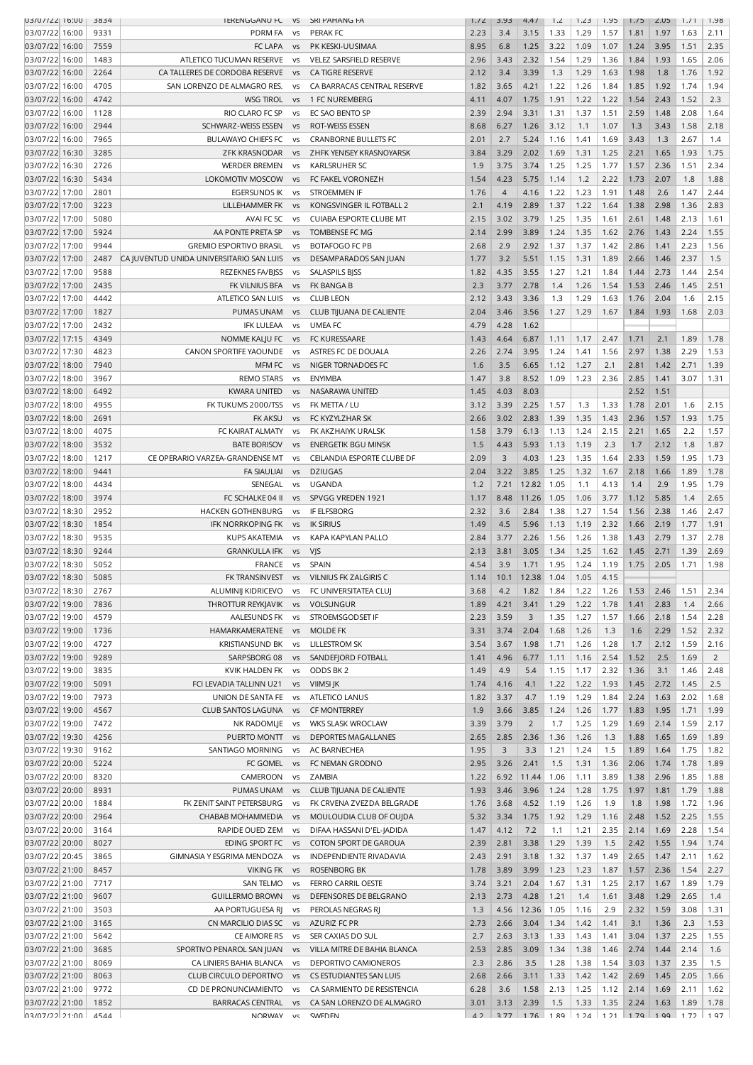| | | | | | | | | | | | | | | |
|---|---|---|---|---|---|---|---|---|---|---|---|---|---|---|
| 03/07/22 16:00 | 3834 | TERENGGANU FC | vs | SRI PAHANG FA | 1.72 | 3.93 | 4.47 | 1.2 | 1.23 | 1.95 | 1.75 | 2.05 | 1.71 | 1.98 |
| 03/07/22 16:00 | 9331 | PDRM FA | vs | PERAK FC | 2.23 | 3.4 | 3.15 | 1.33 | 1.29 | 1.57 | 1.81 | 1.97 | 1.63 | 2.11 |
| 03/07/22 16:00 | 7559 | FC LAPA | vs | PK KESKI-UUSIMAA | 8.95 | 6.8 | 1.25 | 3.22 | 1.09 | 1.07 | 1.24 | 3.95 | 1.51 | 2.35 |
| 03/07/22 16:00 | 1483 | ATLETICO TUCUMAN RESERVE | vs | VELEZ SARSFIELD RESERVE | 2.96 | 3.43 | 2.32 | 1.54 | 1.29 | 1.36 | 1.84 | 1.93 | 1.65 | 2.06 |
| 03/07/22 16:00 | 2264 | CA TALLERES DE CORDOBA RESERVE | vs | CA TIGRE RESERVE | 2.12 | 3.4 | 3.39 | 1.3 | 1.29 | 1.63 | 1.98 | 1.8 | 1.76 | 1.92 |
| 03/07/22 16:00 | 4705 | SAN LORENZO DE ALMAGRO RES. | vs | CA BARRACAS CENTRAL RESERVE | 1.82 | 3.65 | 4.21 | 1.22 | 1.26 | 1.84 | 1.85 | 1.92 | 1.74 | 1.94 |
| 03/07/22 16:00 | 4742 | WSG TIROL | vs | 1 FC NUREMBERG | 4.11 | 4.07 | 1.75 | 1.91 | 1.22 | 1.22 | 1.54 | 2.43 | 1.52 | 2.3 |
| 03/07/22 16:00 | 1128 | RIO CLARO FC SP | vs | EC SAO BENTO SP | 2.39 | 2.94 | 3.31 | 1.31 | 1.37 | 1.51 | 2.59 | 1.48 | 2.08 | 1.64 |
| 03/07/22 16:00 | 2944 | SCHWARZ-WEISS ESSEN | vs | ROT-WEISS ESSEN | 8.68 | 6.27 | 1.26 | 3.12 | 1.1 | 1.07 | 1.3 | 3.43 | 1.58 | 2.18 |
| 03/07/22 16:00 | 7965 | BULAWAYO CHIEFS FC | vs | CRANBORNE BULLETS FC | 2.01 | 2.7 | 5.24 | 1.16 | 1.41 | 1.69 | 3.43 | 1.3 | 2.67 | 1.4 |
| 03/07/22 16:30 | 3285 | ZFK KRASNODAR | vs | ZHFK YENISEY KRASNOYARSK | 3.84 | 3.29 | 2.02 | 1.69 | 1.31 | 1.25 | 2.21 | 1.65 | 1.93 | 1.75 |
| 03/07/22 16:30 | 2726 | WERDER BREMEN | vs | KARLSRUHER SC | 1.9 | 3.75 | 3.74 | 1.25 | 1.25 | 1.77 | 1.57 | 2.36 | 1.51 | 2.34 |
| 03/07/22 16:30 | 5434 | LOKOMOTIV MOSCOW | vs | FC FAKEL VORONEZH | 1.54 | 4.23 | 5.75 | 1.14 | 1.2 | 2.22 | 1.73 | 2.07 | 1.8 | 1.88 |
| 03/07/22 17:00 | 2801 | EGERSUNDS IK | vs | STROEMMEN IF | 1.76 | 4 | 4.16 | 1.22 | 1.23 | 1.91 | 1.48 | 2.6 | 1.47 | 2.44 |
| 03/07/22 17:00 | 3223 | LILLEHAMMER FK | vs | KONGSVINGER IL FOTBALL 2 | 2.1 | 4.19 | 2.89 | 1.37 | 1.22 | 1.64 | 1.38 | 2.98 | 1.36 | 2.83 |
| 03/07/22 17:00 | 5080 | AVAI FC SC | vs | CUIABA ESPORTE CLUBE MT | 2.15 | 3.02 | 3.79 | 1.25 | 1.35 | 1.61 | 2.61 | 1.48 | 2.13 | 1.61 |
| 03/07/22 17:00 | 5924 | AA PONTE PRETA SP | vs | TOMBENSE FC MG | 2.14 | 2.99 | 3.89 | 1.24 | 1.35 | 1.62 | 2.76 | 1.43 | 2.24 | 1.55 |
| 03/07/22 17:00 | 9944 | GREMIO ESPORTIVO BRASIL | vs | BOTAFOGO FC PB | 2.68 | 2.9 | 2.92 | 1.37 | 1.37 | 1.42 | 2.86 | 1.41 | 2.23 | 1.56 |
| 03/07/22 17:00 | 2487 | CA JUVENTUD UNIDA UNIVERSITARIO SAN LUIS | vs | DESAMPARADOS SAN JUAN | 1.77 | 3.2 | 5.51 | 1.15 | 1.31 | 1.89 | 2.66 | 1.46 | 2.37 | 1.5 |
| 03/07/22 17:00 | 9588 | REZEKNES FA/BJSS | vs | SALASPILS BJSS | 1.82 | 4.35 | 3.55 | 1.27 | 1.21 | 1.84 | 1.44 | 2.73 | 1.44 | 2.54 |
| 03/07/22 17:00 | 2435 | FK VILNIUS BFA | vs | FK BANGA B | 2.3 | 3.77 | 2.78 | 1.4 | 1.26 | 1.54 | 1.53 | 2.46 | 1.45 | 2.51 |
| 03/07/22 17:00 | 4442 | ATLETICO SAN LUIS | vs | CLUB LEON | 2.12 | 3.43 | 3.36 | 1.3 | 1.29 | 1.63 | 1.76 | 2.04 | 1.6 | 2.15 |
| 03/07/22 17:00 | 1827 | PUMAS UNAM | vs | CLUB TIJUANA DE CALIENTE | 2.04 | 3.46 | 3.56 | 1.27 | 1.29 | 1.67 | 1.84 | 1.93 | 1.68 | 2.03 |
| 03/07/22 17:00 | 2432 | IFK LULEAA | vs | UMEA FC | 4.79 | 4.28 | 1.62 | | | | | | | |
| 03/07/22 17:15 | 4349 | NOMME KALJU FC | vs | FC KURESSAARE | 1.43 | 4.64 | 6.87 | 1.11 | 1.17 | 2.47 | 1.71 | 2.1 | 1.89 | 1.78 |
| 03/07/22 17:30 | 4823 | CANON SPORTIFE YAOUNDE | vs | ASTRES FC DE DOUALA | 2.26 | 2.74 | 3.95 | 1.24 | 1.41 | 1.56 | 2.97 | 1.38 | 2.29 | 1.53 |
| 03/07/22 18:00 | 7940 | MFM FC | vs | NIGER TORNADOES FC | 1.6 | 3.5 | 6.65 | 1.12 | 1.27 | 2.1 | 2.81 | 1.42 | 2.71 | 1.39 |
| 03/07/22 18:00 | 3967 | REMO STARS | vs | ENYIMBA | 1.47 | 3.8 | 8.52 | 1.09 | 1.23 | 2.36 | 2.85 | 1.41 | 3.07 | 1.31 |
| 03/07/22 18:00 | 6492 | KWARA UNITED | vs | NASARAWA UNITED | 1.45 | 4.03 | 8.03 | | | | 2.52 | 1.51 | | |
| 03/07/22 18:00 | 4955 | FK TUKUMS 2000/TSS | vs | FK METTA / LU | 3.12 | 3.39 | 2.25 | 1.57 | 1.3 | 1.33 | 1.78 | 2.01 | 1.6 | 2.15 |
| 03/07/22 18:00 | 2691 | FK AKSU | vs | FC KYZYLZHAR SK | 2.66 | 3.02 | 2.83 | 1.39 | 1.35 | 1.43 | 2.36 | 1.57 | 1.93 | 1.75 |
| 03/07/22 18:00 | 4075 | FC KAIRAT ALMATY | vs | FK AKZHAIYK URALSK | 1.58 | 3.79 | 6.13 | 1.13 | 1.24 | 2.15 | 2.21 | 1.65 | 2.2 | 1.57 |
| 03/07/22 18:00 | 3532 | BATE BORISOV | vs | ENERGETIK BGU MINSK | 1.5 | 4.43 | 5.93 | 1.13 | 1.19 | 2.3 | 1.7 | 2.12 | 1.8 | 1.87 |
| 03/07/22 18:00 | 1217 | CE OPERARIO VARZEA-GRANDENSE MT | vs | CEILANDIA ESPORTE CLUBE DF | 2.09 | 3 | 4.03 | 1.23 | 1.35 | 1.64 | 2.33 | 1.59 | 1.95 | 1.73 |
| 03/07/22 18:00 | 9441 | FA SIAULIAI | vs | DZIUGAS | 2.04 | 3.22 | 3.85 | 1.25 | 1.32 | 1.67 | 2.18 | 1.66 | 1.89 | 1.78 |
| 03/07/22 18:00 | 4434 | SENEGAL | vs | UGANDA | 1.2 | 7.21 | 12.82 | 1.05 | 1.1 | 4.13 | 1.4 | 2.9 | 1.95 | 1.79 |
| 03/07/22 18:00 | 3974 | FC SCHALKE 04 II | vs | SPVGG VREDEN 1921 | 1.17 | 8.48 | 11.26 | 1.05 | 1.06 | 3.77 | 1.12 | 5.85 | 1.4 | 2.65 |
| 03/07/22 18:30 | 2952 | HACKEN GOTHENBURG | vs | IF ELFSBORG | 2.32 | 3.6 | 2.84 | 1.38 | 1.27 | 1.54 | 1.56 | 2.38 | 1.46 | 2.47 |
| 03/07/22 18:30 | 1854 | IFK NORRKOPING FK | vs | IK SIRIUS | 1.49 | 4.5 | 5.96 | 1.13 | 1.19 | 2.32 | 1.66 | 2.19 | 1.77 | 1.91 |
| 03/07/22 18:30 | 9535 | KUPS AKATEMIA | vs | KAPA KAPYLAN PALLO | 2.84 | 3.77 | 2.26 | 1.56 | 1.26 | 1.38 | 1.43 | 2.79 | 1.37 | 2.78 |
| 03/07/22 18:30 | 9244 | GRANKULLA IFK | vs | VJS | 2.13 | 3.81 | 3.05 | 1.34 | 1.25 | 1.62 | 1.45 | 2.71 | 1.39 | 2.69 |
| 03/07/22 18:30 | 5052 | FRANCE | vs | SPAIN | 4.54 | 3.9 | 1.71 | 1.95 | 1.24 | 1.19 | 1.75 | 2.05 | 1.71 | 1.98 |
| 03/07/22 18:30 | 5085 | FK TRANSINVEST | vs | VILNIUS FK ZALGIRIS C | 1.14 | 10.1 | 12.38 | 1.04 | 1.05 | 4.15 | | | | |
| 03/07/22 18:30 | 2767 | ALUMINIJ KIDRICEVO | vs | FC UNIVERSITATEA CLUJ | 3.68 | 4.2 | 1.82 | 1.84 | 1.22 | 1.26 | 1.53 | 2.46 | 1.51 | 2.34 |
| 03/07/22 19:00 | 7836 | THROTTUR REYKJAVIK | vs | VOLSUNGUR | 1.89 | 4.21 | 3.41 | 1.29 | 1.22 | 1.78 | 1.41 | 2.83 | 1.4 | 2.66 |
| 03/07/22 19:00 | 4579 | AALESUNDS FK | vs | STROEMSGODSET IF | 2.23 | 3.59 | 3 | 1.35 | 1.27 | 1.57 | 1.66 | 2.18 | 1.54 | 2.28 |
| 03/07/22 19:00 | 1736 | HAMARKAMERATENE | vs | MOLDE FK | 3.31 | 3.74 | 2.04 | 1.68 | 1.26 | 1.3 | 1.6 | 2.29 | 1.52 | 2.32 |
| 03/07/22 19:00 | 4727 | KRISTIANSUND BK | vs | LILLESTROM SK | 3.54 | 3.67 | 1.98 | 1.71 | 1.26 | 1.28 | 1.7 | 2.12 | 1.59 | 2.16 |
| 03/07/22 19:00 | 9289 | SARPSBORG 08 | vs | SANDEFJORD FOTBALL | 1.41 | 4.96 | 6.77 | 1.11 | 1.16 | 2.54 | 1.52 | 2.5 | 1.69 | 2 |
| 03/07/22 19:00 | 3835 | KVIK HALDEN FK | vs | ODDS BK 2 | 1.49 | 4.9 | 5.4 | 1.15 | 1.17 | 2.32 | 1.36 | 3.1 | 1.46 | 2.48 |
| 03/07/22 19:00 | 5091 | FCI LEVADIA TALLINN U21 | vs | VIIMSI JK | 1.74 | 4.16 | 4.1 | 1.22 | 1.22 | 1.93 | 1.45 | 2.72 | 1.45 | 2.5 |
| 03/07/22 19:00 | 7973 | UNION DE SANTA FE | vs | ATLETICO LANUS | 1.82 | 3.37 | 4.7 | 1.19 | 1.29 | 1.84 | 2.24 | 1.63 | 2.02 | 1.68 |
| 03/07/22 19:00 | 4567 | CLUB SANTOS LAGUNA | vs | CF MONTERREY | 1.9 | 3.66 | 3.85 | 1.24 | 1.26 | 1.77 | 1.83 | 1.95 | 1.71 | 1.99 |
| 03/07/22 19:00 | 7472 | NK RADOMLJE | vs | WKS SLASK WROCLAW | 3.39 | 3.79 | 2 | 1.7 | 1.25 | 1.29 | 1.69 | 2.14 | 1.59 | 2.17 |
| 03/07/22 19:30 | 4256 | PUERTO MONTT | vs | DEPORTES MAGALLANES | 2.65 | 2.85 | 2.36 | 1.36 | 1.26 | 1.3 | 1.88 | 1.65 | 1.69 | 1.89 |
| 03/07/22 19:30 | 9162 | SANTIAGO MORNING | vs | AC BARNECHEA | 1.95 | 3 | 3.3 | 1.21 | 1.24 | 1.5 | 1.89 | 1.64 | 1.75 | 1.82 |
| 03/07/22 20:00 | 5224 | FC GOMEL | vs | FC NEMAN GRODNO | 2.95 | 3.26 | 2.41 | 1.5 | 1.31 | 1.36 | 2.06 | 1.74 | 1.78 | 1.89 |
| 03/07/22 20:00 | 8320 | CAMEROON | vs | ZAMBIA | 1.22 | 6.92 | 11.44 | 1.06 | 1.11 | 3.89 | 1.38 | 2.96 | 1.85 | 1.88 |
| 03/07/22 20:00 | 8931 | PUMAS UNAM | vs | CLUB TIJUANA DE CALIENTE | 1.93 | 3.46 | 3.96 | 1.24 | 1.28 | 1.75 | 1.97 | 1.81 | 1.79 | 1.88 |
| 03/07/22 20:00 | 1884 | FK ZENIT SAINT PETERSBURG | vs | FK CRVENA ZVEZDA BELGRADE | 1.76 | 3.68 | 4.52 | 1.19 | 1.26 | 1.9 | 1.8 | 1.98 | 1.72 | 1.96 |
| 03/07/22 20:00 | 2964 | CHABAB MOHAMMEDIA | vs | MOULOUDIA CLUB OF OUJDA | 5.32 | 3.34 | 1.75 | 1.92 | 1.29 | 1.16 | 2.48 | 1.52 | 2.25 | 1.55 |
| 03/07/22 20:00 | 3164 | RAPIDE OUED ZEM | vs | DIFAA HASSANI D'EL-JADIDA | 1.47 | 4.12 | 7.2 | 1.1 | 1.21 | 2.35 | 2.14 | 1.69 | 2.28 | 1.54 |
| 03/07/22 20:00 | 8027 | EDING SPORT FC | vs | COTON SPORT DE GAROUA | 2.39 | 2.81 | 3.38 | 1.29 | 1.39 | 1.5 | 2.42 | 1.55 | 1.94 | 1.74 |
| 03/07/22 20:45 | 3865 | GIMNASIA Y ESGRIMA MENDOZA | vs | INDEPENDIENTE RIVADAVIA | 2.43 | 2.91 | 3.18 | 1.32 | 1.37 | 1.49 | 2.65 | 1.47 | 2.11 | 1.62 |
| 03/07/22 21:00 | 8457 | VIKING FK | vs | ROSENBORG BK | 1.78 | 3.89 | 3.99 | 1.23 | 1.23 | 1.87 | 1.57 | 2.36 | 1.54 | 2.27 |
| 03/07/22 21:00 | 7717 | SAN TELMO | vs | FERRO CARRIL OESTE | 3.74 | 3.21 | 2.04 | 1.67 | 1.31 | 1.25 | 2.17 | 1.67 | 1.89 | 1.79 |
| 03/07/22 21:00 | 9607 | GUILLERMO BROWN | vs | DEFENSORES DE BELGRANO | 2.13 | 2.73 | 4.28 | 1.21 | 1.4 | 1.61 | 3.48 | 1.29 | 2.65 | 1.4 |
| 03/07/22 21:00 | 3503 | AA PORTUGUESA RJ | vs | PEROLAS NEGRAS RJ | 1.3 | 4.56 | 12.36 | 1.05 | 1.16 | 2.9 | 2.32 | 1.59 | 3.08 | 1.31 |
| 03/07/22 21:00 | 3165 | CN MARCILIO DIAS SC | vs | AZURIZ FC PR | 2.73 | 2.66 | 3.04 | 1.34 | 1.42 | 1.41 | 3.1 | 1.36 | 2.3 | 1.53 |
| 03/07/22 21:00 | 5642 | CE AIMORE RS | vs | SER CAXIAS DO SUL | 2.7 | 2.63 | 3.13 | 1.33 | 1.43 | 1.41 | 3.04 | 1.37 | 2.25 | 1.55 |
| 03/07/22 21:00 | 3685 | SPORTIVO PENAROL SAN JUAN | vs | VILLA MITRE DE BAHIA BLANCA | 2.53 | 2.85 | 3.09 | 1.34 | 1.38 | 1.46 | 2.74 | 1.44 | 2.14 | 1.6 |
| 03/07/22 21:00 | 8069 | CA LINIERS BAHIA BLANCA | vs | DEPORTIVO CAMIONEROS | 2.3 | 2.86 | 3.5 | 1.28 | 1.38 | 1.54 | 3.03 | 1.37 | 2.35 | 1.5 |
| 03/07/22 21:00 | 8063 | CLUB CIRCULO DEPORTIVO | vs | CS ESTUDIANTES SAN LUIS | 2.68 | 2.66 | 3.11 | 1.33 | 1.42 | 1.42 | 2.69 | 1.45 | 2.05 | 1.66 |
| 03/07/22 21:00 | 9772 | CD DE PRONUNCIAMIENTO | vs | CA SARMIENTO DE RESISTENCIA | 6.28 | 3.6 | 1.58 | 2.13 | 1.25 | 1.12 | 2.14 | 1.69 | 2.11 | 1.62 |
| 03/07/22 21:00 | 1852 | BARRACAS CENTRAL | vs | CA SAN LORENZO DE ALMAGRO | 3.01 | 3.13 | 2.39 | 1.5 | 1.33 | 1.35 | 2.24 | 1.63 | 1.89 | 1.78 |
| 03/07/22 21:00 | 4544 | NORWAY | vs | SWEDEN | 4.2 | 3.77 | 1.76 | 1.89 | 1.24 | 1.21 | 1.79 | 1.99 | 1.72 | 1.97 |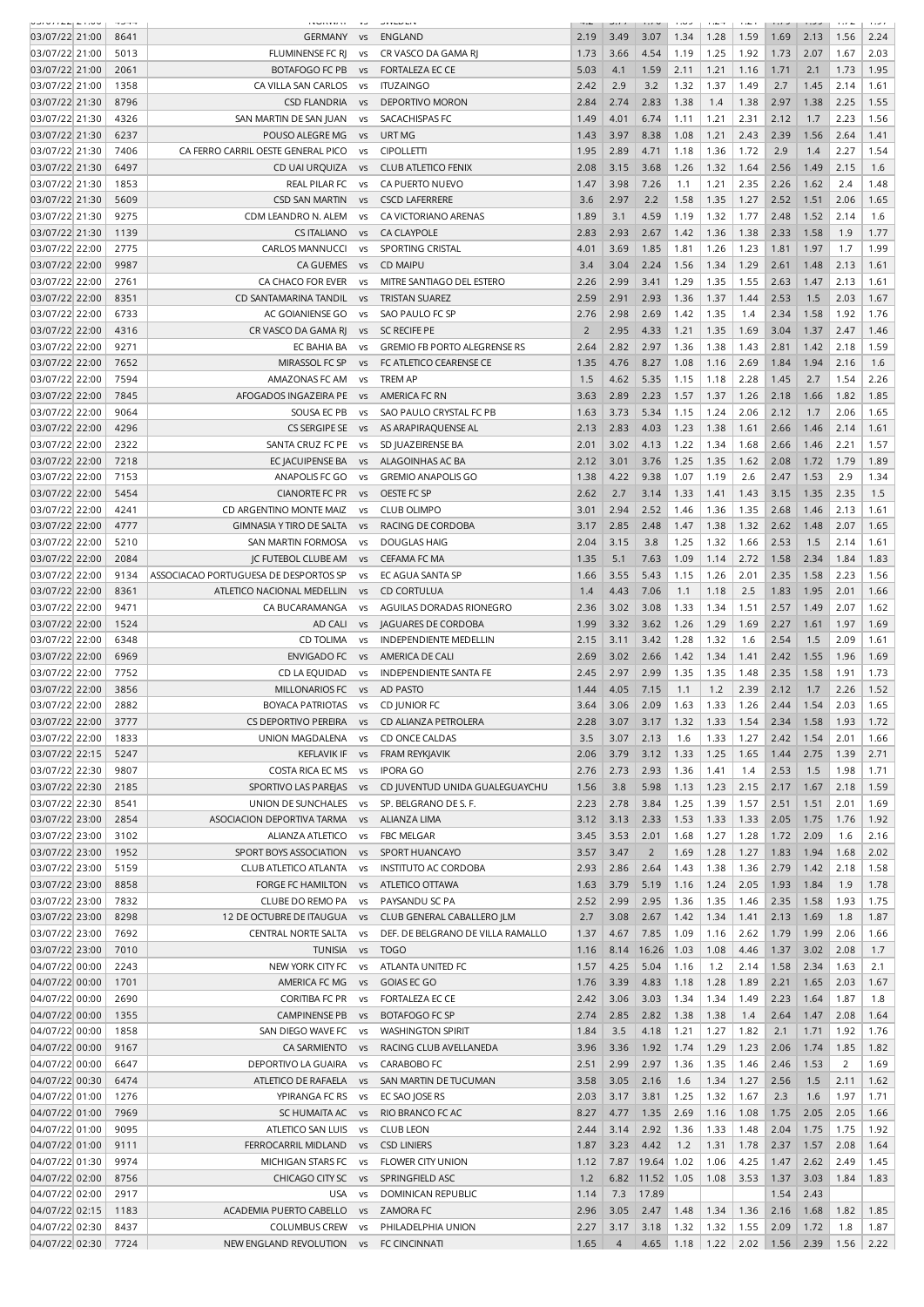| | | | | | | | | | | | | | | | |
|---|---|---|---|---|---|---|---|---|---|---|---|---|---|---|---|
| 03/07/22 21:00 | 8641 | GERMANY | vs | ENGLAND | 2.19 | 3.49 | 3.07 | 1.34 | 1.28 | 1.59 | 1.69 | 2.13 | 1.56 | 2.24 |
| 03/07/22 21:00 | 5013 | FLUMINENSE FC RJ | vs | CR VASCO DA GAMA RJ | 1.73 | 3.66 | 4.54 | 1.19 | 1.25 | 1.92 | 1.73 | 2.07 | 1.67 | 2.03 |
| 03/07/22 21:00 | 2061 | BOTAFOGO FC PB | vs | FORTALEZA EC CE | 5.03 | 4.1 | 1.59 | 2.11 | 1.21 | 1.16 | 1.71 | 2.1 | 1.73 | 1.95 |
| 03/07/22 21:00 | 1358 | CA VILLA SAN CARLOS | vs | ITUZAINGO | 2.42 | 2.9 | 3.2 | 1.32 | 1.37 | 1.49 | 2.7 | 1.45 | 2.14 | 1.61 |
| 03/07/22 21:30 | 8796 | CSD FLANDRIA | vs | DEPORTIVO MORON | 2.84 | 2.74 | 2.83 | 1.38 | 1.4 | 1.38 | 2.97 | 1.38 | 2.25 | 1.55 |
| 03/07/22 21:30 | 4326 | SAN MARTIN DE SAN JUAN | vs | SACACHISPAS FC | 1.49 | 4.01 | 6.74 | 1.11 | 1.21 | 2.31 | 2.12 | 1.7 | 2.23 | 1.56 |
| 03/07/22 21:30 | 6237 | POUSO ALEGRE MG | vs | URT MG | 1.43 | 3.97 | 8.38 | 1.08 | 1.21 | 2.43 | 2.39 | 1.56 | 2.64 | 1.41 |
| 03/07/22 21:30 | 7406 | CA FERRO CARRIL OESTE GENERAL PICO | vs | CIPOLLETTI | 1.95 | 2.89 | 4.71 | 1.18 | 1.36 | 1.72 | 2.9 | 1.4 | 2.27 | 1.54 |
| 03/07/22 21:30 | 6497 | CD UAI URQUIZA | vs | CLUB ATLETICO FENIX | 2.08 | 3.15 | 3.68 | 1.26 | 1.32 | 1.64 | 2.56 | 1.49 | 2.15 | 1.6 |
| 03/07/22 21:30 | 1853 | REAL PILAR FC | vs | CA PUERTO NUEVO | 1.47 | 3.98 | 7.26 | 1.1 | 1.21 | 2.35 | 2.26 | 1.62 | 2.4 | 1.48 |
| 03/07/22 21:30 | 5609 | CSD SAN MARTIN | vs | CSCD LAFERRERE | 3.6 | 2.97 | 2.2 | 1.58 | 1.35 | 1.27 | 2.52 | 1.51 | 2.06 | 1.65 |
| 03/07/22 21:30 | 9275 | CDM LEANDRO N. ALEM | vs | CA VICTORIANO ARENAS | 1.89 | 3.1 | 4.59 | 1.19 | 1.32 | 1.77 | 2.48 | 1.52 | 2.14 | 1.6 |
| 03/07/22 21:30 | 1139 | CS ITALIANO | vs | CA CLAYPOLE | 2.83 | 2.93 | 2.67 | 1.42 | 1.36 | 1.38 | 2.33 | 1.58 | 1.9 | 1.77 |
| 03/07/22 22:00 | 2775 | CARLOS MANNUCCI | vs | SPORTING CRISTAL | 4.01 | 3.69 | 1.85 | 1.81 | 1.26 | 1.23 | 1.81 | 1.97 | 1.7 | 1.99 |
| 03/07/22 22:00 | 9987 | CA GUEMES | vs | CD MAIPU | 3.4 | 3.04 | 2.24 | 1.56 | 1.34 | 1.29 | 2.61 | 1.48 | 2.13 | 1.61 |
| 03/07/22 22:00 | 2761 | CA CHACO FOR EVER | vs | MITRE SANTIAGO DEL ESTERO | 2.26 | 2.99 | 3.41 | 1.29 | 1.35 | 1.55 | 2.63 | 1.47 | 2.13 | 1.61 |
| 03/07/22 22:00 | 8351 | CD SANTAMARINA TANDIL | vs | TRISTAN SUAREZ | 2.59 | 2.91 | 2.93 | 1.36 | 1.37 | 1.44 | 2.53 | 1.5 | 2.03 | 1.67 |
| 03/07/22 22:00 | 6733 | AC GOIANIENSE GO | vs | SAO PAULO FC SP | 2.76 | 2.98 | 2.69 | 1.42 | 1.35 | 1.4 | 2.34 | 1.58 | 1.92 | 1.76 |
| 03/07/22 22:00 | 4316 | CR VASCO DA GAMA RJ | vs | SC RECIFE PE | 2 | 2.95 | 4.33 | 1.21 | 1.35 | 1.69 | 3.04 | 1.37 | 2.47 | 1.46 |
| 03/07/22 22:00 | 9271 | EC BAHIA BA | vs | GREMIO FB PORTO ALEGRENSE RS | 2.64 | 2.82 | 2.97 | 1.36 | 1.38 | 1.43 | 2.81 | 1.42 | 2.18 | 1.59 |
| 03/07/22 22:00 | 7652 | MIRASSOL FC SP | vs | FC ATLETICO CEARENSE CE | 1.35 | 4.76 | 8.27 | 1.08 | 1.16 | 2.69 | 1.84 | 1.94 | 2.16 | 1.6 |
| 03/07/22 22:00 | 7594 | AMAZONAS FC AM | vs | TREM AP | 1.5 | 4.62 | 5.35 | 1.15 | 1.18 | 2.28 | 1.45 | 2.7 | 1.54 | 2.26 |
| 03/07/22 22:00 | 7845 | AFOGADOS INGAZEIRA PE | vs | AMERICA FC RN | 3.63 | 2.89 | 2.23 | 1.57 | 1.37 | 1.26 | 2.18 | 1.66 | 1.82 | 1.85 |
| 03/07/22 22:00 | 9064 | SOUSA EC PB | vs | SAO PAULO CRYSTAL FC PB | 1.63 | 3.73 | 5.34 | 1.15 | 1.24 | 2.06 | 2.12 | 1.7 | 2.06 | 1.65 |
| 03/07/22 22:00 | 4296 | CS SERGIPE SE | vs | AS ARAPIRAQUENSE AL | 2.13 | 2.83 | 4.03 | 1.23 | 1.38 | 1.61 | 2.66 | 1.46 | 2.14 | 1.61 |
| 03/07/22 22:00 | 2322 | SANTA CRUZ FC PE | vs | SD JUAZEIRENSE BA | 2.01 | 3.02 | 4.13 | 1.22 | 1.34 | 1.68 | 2.66 | 1.46 | 2.21 | 1.57 |
| 03/07/22 22:00 | 7218 | EC JACUIPENSE BA | vs | ALAGOINHAS AC BA | 2.12 | 3.01 | 3.76 | 1.25 | 1.35 | 1.62 | 2.08 | 1.72 | 1.79 | 1.89 |
| 03/07/22 22:00 | 7153 | ANAPOLIS FC GO | vs | GREMIO ANAPOLIS GO | 1.38 | 4.22 | 9.38 | 1.07 | 1.19 | 2.6 | 2.47 | 1.53 | 2.9 | 1.34 |
| 03/07/22 22:00 | 5454 | CIANORTE FC PR | vs | OESTE FC SP | 2.62 | 2.7 | 3.14 | 1.33 | 1.41 | 1.43 | 3.15 | 1.35 | 2.35 | 1.5 |
| 03/07/22 22:00 | 4241 | CD ARGENTINO MONTE MAIZ | vs | CLUB OLIMPO | 3.01 | 2.94 | 2.52 | 1.46 | 1.36 | 1.35 | 2.68 | 1.46 | 2.13 | 1.61 |
| 03/07/22 22:00 | 4777 | GIMNASIA Y TIRO DE SALTA | vs | RACING DE CORDOBA | 3.17 | 2.85 | 2.48 | 1.47 | 1.38 | 1.32 | 2.62 | 1.48 | 2.07 | 1.65 |
| 03/07/22 22:00 | 5210 | SAN MARTIN FORMOSA | vs | DOUGLAS HAIG | 2.04 | 3.15 | 3.8 | 1.25 | 1.32 | 1.66 | 2.53 | 1.5 | 2.14 | 1.61 |
| 03/07/22 22:00 | 2084 | JC FUTEBOL CLUBE AM | vs | CEFAMA FC MA | 1.35 | 5.1 | 7.63 | 1.09 | 1.14 | 2.72 | 1.58 | 2.34 | 1.84 | 1.83 |
| 03/07/22 22:00 | 9134 | ASSOCIACAO PORTUGUESA DE DESPORTOS SP | vs | EC AGUA SANTA SP | 1.66 | 3.55 | 5.43 | 1.15 | 1.26 | 2.01 | 2.35 | 1.58 | 2.23 | 1.56 |
| 03/07/22 22:00 | 8361 | ATLETICO NACIONAL MEDELLIN | vs | CD CORTULUA | 1.4 | 4.43 | 7.06 | 1.1 | 1.18 | 2.5 | 1.83 | 1.95 | 2.01 | 1.66 |
| 03/07/22 22:00 | 9471 | CA BUCARAMANGA | vs | AGUILAS DORADAS RIONEGRO | 2.36 | 3.02 | 3.08 | 1.33 | 1.34 | 1.51 | 2.57 | 1.49 | 2.07 | 1.62 |
| 03/07/22 22:00 | 1524 | AD CALI | vs | JAGUARES DE CORDOBA | 1.99 | 3.32 | 3.62 | 1.26 | 1.29 | 1.69 | 2.27 | 1.61 | 1.97 | 1.69 |
| 03/07/22 22:00 | 6348 | CD TOLIMA | vs | INDEPENDIENTE MEDELLIN | 2.15 | 3.11 | 3.42 | 1.28 | 1.32 | 1.6 | 2.54 | 1.5 | 2.09 | 1.61 |
| 03/07/22 22:00 | 6969 | ENVIGADO FC | vs | AMERICA DE CALI | 2.69 | 3.02 | 2.66 | 1.42 | 1.34 | 1.41 | 2.42 | 1.55 | 1.96 | 1.69 |
| 03/07/22 22:00 | 7752 | CD LA EQUIDAD | vs | INDEPENDIENTE SANTA FE | 2.45 | 2.97 | 2.99 | 1.35 | 1.35 | 1.48 | 2.35 | 1.58 | 1.91 | 1.73 |
| 03/07/22 22:00 | 3856 | MILLONARIOS FC | vs | AD PASTO | 1.44 | 4.05 | 7.15 | 1.1 | 1.2 | 2.39 | 2.12 | 1.7 | 2.26 | 1.52 |
| 03/07/22 22:00 | 2882 | BOYACA PATRIOTAS | vs | CD JUNIOR FC | 3.64 | 3.06 | 2.09 | 1.63 | 1.33 | 1.26 | 2.44 | 1.54 | 2.03 | 1.65 |
| 03/07/22 22:00 | 3777 | CS DEPORTIVO PEREIRA | vs | CD ALIANZA PETROLERA | 2.28 | 3.07 | 3.17 | 1.32 | 1.33 | 1.54 | 2.34 | 1.58 | 1.93 | 1.72 |
| 03/07/22 22:00 | 1833 | UNION MAGDALENA | vs | CD ONCE CALDAS | 3.5 | 3.07 | 2.13 | 1.6 | 1.33 | 1.27 | 2.42 | 1.54 | 2.01 | 1.66 |
| 03/07/22 22:15 | 5247 | KEFLAVIK IF | vs | FRAM REYKJAVIK | 2.06 | 3.79 | 3.12 | 1.33 | 1.25 | 1.65 | 1.44 | 2.75 | 1.39 | 2.71 |
| 03/07/22 22:30 | 9807 | COSTA RICA EC MS | vs | IPORA GO | 2.76 | 2.73 | 2.93 | 1.36 | 1.41 | 1.4 | 2.53 | 1.5 | 1.98 | 1.71 |
| 03/07/22 22:30 | 2185 | SPORTIVO LAS PAREJAS | vs | CD JUVENTUD UNIDA GUALEGUAYCHU | 1.56 | 3.8 | 5.98 | 1.13 | 1.23 | 2.15 | 2.17 | 1.67 | 2.18 | 1.59 |
| 03/07/22 22:30 | 8541 | UNION DE SUNCHALES | vs | SP. BELGRANO DE S. F. | 2.23 | 2.78 | 3.84 | 1.25 | 1.39 | 1.57 | 2.51 | 1.51 | 2.01 | 1.69 |
| 03/07/22 23:00 | 2854 | ASOCIACION DEPORTIVA TARMA | vs | ALIANZA LIMA | 3.12 | 3.13 | 2.33 | 1.53 | 1.33 | 1.33 | 2.05 | 1.75 | 1.76 | 1.92 |
| 03/07/22 23:00 | 3102 | ALIANZA ATLETICO | vs | FBC MELGAR | 3.45 | 3.53 | 2.01 | 1.68 | 1.27 | 1.28 | 1.72 | 2.09 | 1.6 | 2.16 |
| 03/07/22 23:00 | 1952 | SPORT BOYS ASSOCIATION | vs | SPORT HUANCAYO | 3.57 | 3.47 | 2 | 1.69 | 1.28 | 1.27 | 1.83 | 1.94 | 1.68 | 2.02 |
| 03/07/22 23:00 | 5159 | CLUB ATLETICO ATLANTA | vs | INSTITUTO AC CORDOBA | 2.93 | 2.86 | 2.64 | 1.43 | 1.38 | 1.36 | 2.79 | 1.42 | 2.18 | 1.58 |
| 03/07/22 23:00 | 8858 | FORGE FC HAMILTON | vs | ATLETICO OTTAWA | 1.63 | 3.79 | 5.19 | 1.16 | 1.24 | 2.05 | 1.93 | 1.84 | 1.9 | 1.78 |
| 03/07/22 23:00 | 7832 | CLUBE DO REMO PA | vs | PAYSANDU SC PA | 2.52 | 2.99 | 2.95 | 1.36 | 1.35 | 1.46 | 2.35 | 1.58 | 1.93 | 1.75 |
| 03/07/22 23:00 | 8298 | 12 DE OCTUBRE DE ITAUGUA | vs | CLUB GENERAL CABALLERO JLM | 2.7 | 3.08 | 2.67 | 1.42 | 1.34 | 1.41 | 2.13 | 1.69 | 1.8 | 1.87 |
| 03/07/22 23:00 | 7692 | CENTRAL NORTE SALTA | vs | DEF. DE BELGRANO DE VILLA RAMALLO | 1.37 | 4.67 | 7.85 | 1.09 | 1.16 | 2.62 | 1.79 | 1.99 | 2.06 | 1.66 |
| 03/07/22 23:00 | 7010 | TUNISIA | vs | TOGO | 1.16 | 8.14 | 16.26 | 1.03 | 1.08 | 4.46 | 1.37 | 3.02 | 2.08 | 1.7 |
| 04/07/22 00:00 | 2243 | NEW YORK CITY FC | vs | ATLANTA UNITED FC | 1.57 | 4.25 | 5.04 | 1.16 | 1.2 | 2.14 | 1.58 | 2.34 | 1.63 | 2.1 |
| 04/07/22 00:00 | 1701 | AMERICA FC MG | vs | GOIAS EC GO | 1.76 | 3.39 | 4.83 | 1.18 | 1.28 | 1.89 | 2.21 | 1.65 | 2.03 | 1.67 |
| 04/07/22 00:00 | 2690 | CORITIBA FC PR | vs | FORTALEZA EC CE | 2.42 | 3.06 | 3.03 | 1.34 | 1.34 | 1.49 | 2.23 | 1.64 | 1.87 | 1.8 |
| 04/07/22 00:00 | 1355 | CAMPINENSE PB | vs | BOTAFOGO FC SP | 2.74 | 2.85 | 2.82 | 1.38 | 1.38 | 1.4 | 2.64 | 1.47 | 2.08 | 1.64 |
| 04/07/22 00:00 | 1858 | SAN DIEGO WAVE FC | vs | WASHINGTON SPIRIT | 1.84 | 3.5 | 4.18 | 1.21 | 1.27 | 1.82 | 2.1 | 1.71 | 1.92 | 1.76 |
| 04/07/22 00:00 | 9167 | CA SARMIENTO | vs | RACING CLUB AVELLANEDA | 3.96 | 3.36 | 1.92 | 1.74 | 1.29 | 1.23 | 2.06 | 1.74 | 1.85 | 1.82 |
| 04/07/22 00:00 | 6647 | DEPORTIVO LA GUAIRA | vs | CARABOBO FC | 2.51 | 2.99 | 2.97 | 1.36 | 1.35 | 1.46 | 2.46 | 1.53 | 2 | 1.69 |
| 04/07/22 00:30 | 6474 | ATLETICO DE RAFAELA | vs | SAN MARTIN DE TUCUMAN | 3.58 | 3.05 | 2.16 | 1.6 | 1.34 | 1.27 | 2.56 | 1.5 | 2.11 | 1.62 |
| 04/07/22 01:00 | 1276 | YPIRANGA FC RS | vs | EC SAO JOSE RS | 2.03 | 3.17 | 3.81 | 1.25 | 1.32 | 1.67 | 2.3 | 1.6 | 1.97 | 1.71 |
| 04/07/22 01:00 | 7969 | SC HUMAITA AC | vs | RIO BRANCO FC AC | 8.27 | 4.77 | 1.35 | 2.69 | 1.16 | 1.08 | 1.75 | 2.05 | 2.05 | 1.66 |
| 04/07/22 01:00 | 9095 | ATLETICO SAN LUIS | vs | CLUB LEON | 2.44 | 3.14 | 2.92 | 1.36 | 1.33 | 1.48 | 2.04 | 1.75 | 1.75 | 1.92 |
| 04/07/22 01:00 | 9111 | FERROCARRIL MIDLAND | vs | CSD LINIERS | 1.87 | 3.23 | 4.42 | 1.2 | 1.31 | 1.78 | 2.37 | 1.57 | 2.08 | 1.64 |
| 04/07/22 01:30 | 9974 | MICHIGAN STARS FC | vs | FLOWER CITY UNION | 1.12 | 7.87 | 19.64 | 1.02 | 1.06 | 4.25 | 1.47 | 2.62 | 2.49 | 1.45 |
| 04/07/22 02:00 | 8756 | CHICAGO CITY SC | vs | SPRINGFIELD ASC | 1.2 | 6.82 | 11.52 | 1.05 | 1.08 | 3.53 | 1.37 | 3.03 | 1.84 | 1.83 |
| 04/07/22 02:00 | 2917 | USA | vs | DOMINICAN REPUBLIC | 1.14 | 7.3 | 17.89 | | | | 1.54 | 2.43 | | |
| 04/07/22 02:15 | 1183 | ACADEMIA PUERTO CABELLO | vs | ZAMORA FC | 2.96 | 3.05 | 2.47 | 1.48 | 1.34 | 1.36 | 2.16 | 1.68 | 1.82 | 1.85 |
| 04/07/22 02:30 | 8437 | COLUMBUS CREW | vs | PHILADELPHIA UNION | 2.27 | 3.17 | 3.18 | 1.32 | 1.32 | 1.55 | 2.09 | 1.72 | 1.8 | 1.87 |
| 04/07/22 02:30 | 7724 | NEW ENGLAND REVOLUTION | vs | FC CINCINNATI | 1.65 | 4 | 4.65 | 1.18 | 1.22 | 2.02 | 1.56 | 2.39 | 1.56 | 2.22 |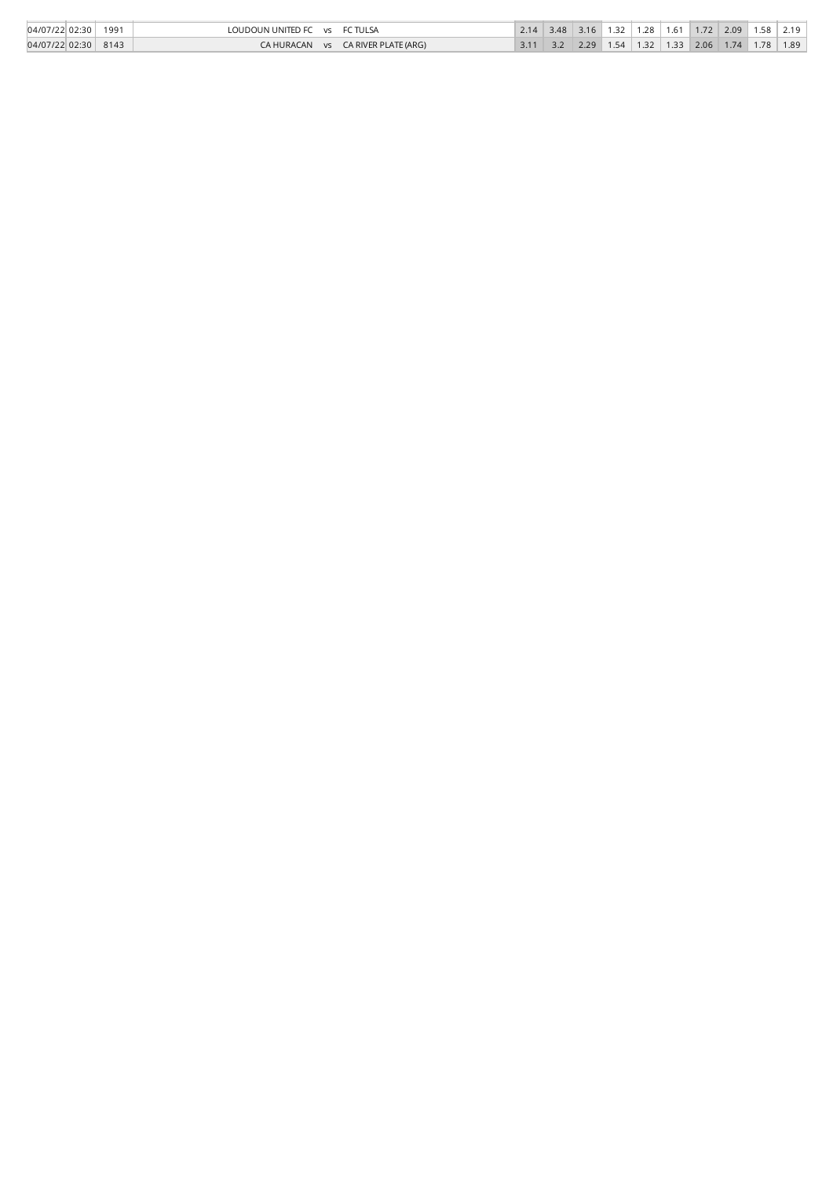| | | | | | | | | | | | | | | | | | |
|---|---|---|---|---|---|---|---|---|---|---|---|---|---|---|---|---|---|
| 04/07/22 | 02:30 | 1991 | LOUDOUN UNITED FC | vs | FC TULSA | 2.14 | 3.48 | 3.16 | 1.32 | 1.28 | 1.61 | 1.72 | 2.09 | 1.58 | 2.19 |
| 04/07/22 | 02:30 | 8143 | CA HURACAN | vs | CA RIVER PLATE (ARG) | 3.11 | 3.2 | 2.29 | 1.54 | 1.32 | 1.33 | 2.06 | 1.74 | 1.78 | 1.89 |